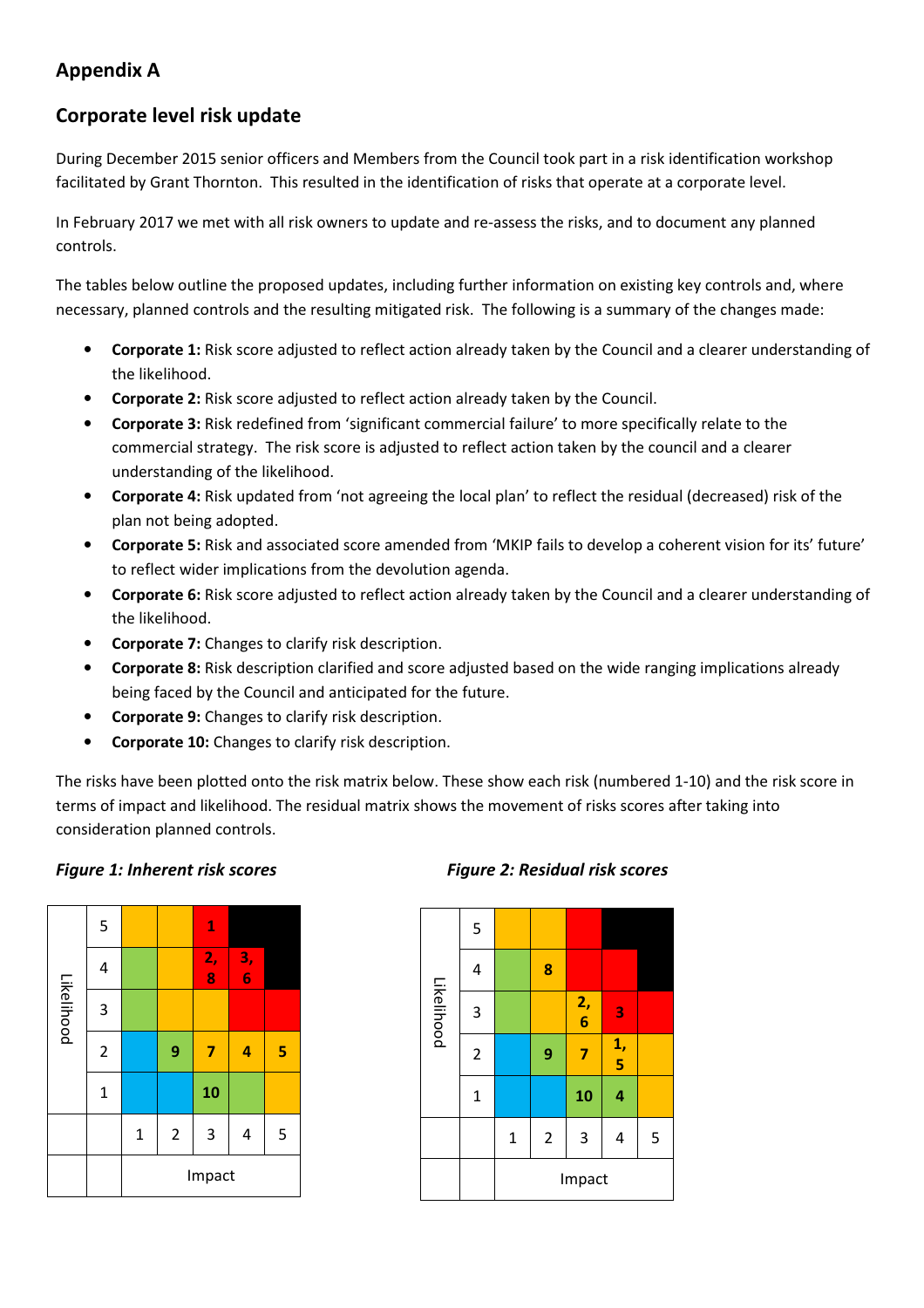## Appendix A

## Corporate level risk update

During December 2015 senior officers and Members from the Council took part in a risk identification workshop facilitated by Grant Thornton. This resulted in the identification of risks that operate at a corporate level.

In February 2017 we met with all risk owners to update and re-assess the risks, and to document any planned controls.

The tables below outline the proposed updates, including further information on existing key controls and, where necessary, planned controls and the resulting mitigated risk. The following is a summary of the changes made:

- **Corporate 1:** Risk score adjusted to reflect action already taken by the Council and a clearer understanding of the likelihood.
- **Corporate 2:** Risk score adjusted to reflect action already taken by the Council.
- **Corporate 3:** Risk redefined from 'significant commercial failure' to more specifically relate to the commercial strategy. The risk score is adjusted to reflect action taken by the council and a clearer understanding of the likelihood.
- **Corporate 4:** Risk updated from 'not agreeing the local plan' to reflect the residual (decreased) risk of the plan not being adopted.
- **Corporate 5:** Risk and associated score amended from 'MKIP fails to develop a coherent vision for its' future' to reflect wider implications from the devolution agenda.
- **Corporate 6:** Risk score adjusted to reflect action already taken by the Council and a clearer understanding of the likelihood.
- **Corporate 7:** Changes to clarify risk description.
- **Corporate 8:** Risk description clarified and score adjusted based on the wide ranging implications already being faced by the Council and anticipated for the future.
- **Corporate 9:** Changes to clarify risk description.
- **Corporate 10:** Changes to clarify risk description.

The risks have been plotted onto the risk matrix below. These show each risk (numbered 1-10) and the risk score in terms of impact and likelihood. The residual matrix shows the movement of risks scores after taking into consideration planned controls.

*Figure 1: Inherent risk scores*

| Likelihood | | | | | | |
|---|---|---|---|---|---|---|
| | 5 | | | 1 | | |
| | 4 | | | 2, 8 | 3, 6 | |
| | 3 | | | | | |
| | 2 | | 9 | 7 | 4 | 5 |
| | 1 | | | 10 | | |
| | | 1 | 2 | 3 | 4 | 5 |
| | | Impact | | | | |

*Figure 2: Residual risk scores*

| Likelihood | | | | | | |
|---|---|---|---|---|---|---|
| | 5 | | | | | |
| | 4 | | 8 | | | |
| | 3 | | | 2, 6 | 3 | |
| | 2 | | 9 | 7 | 1, 5 | |
| | 1 | | | 10 | 4 | |
| | | 1 | 2 | 3 | 4 | 5 |
| | | Impact | | | | |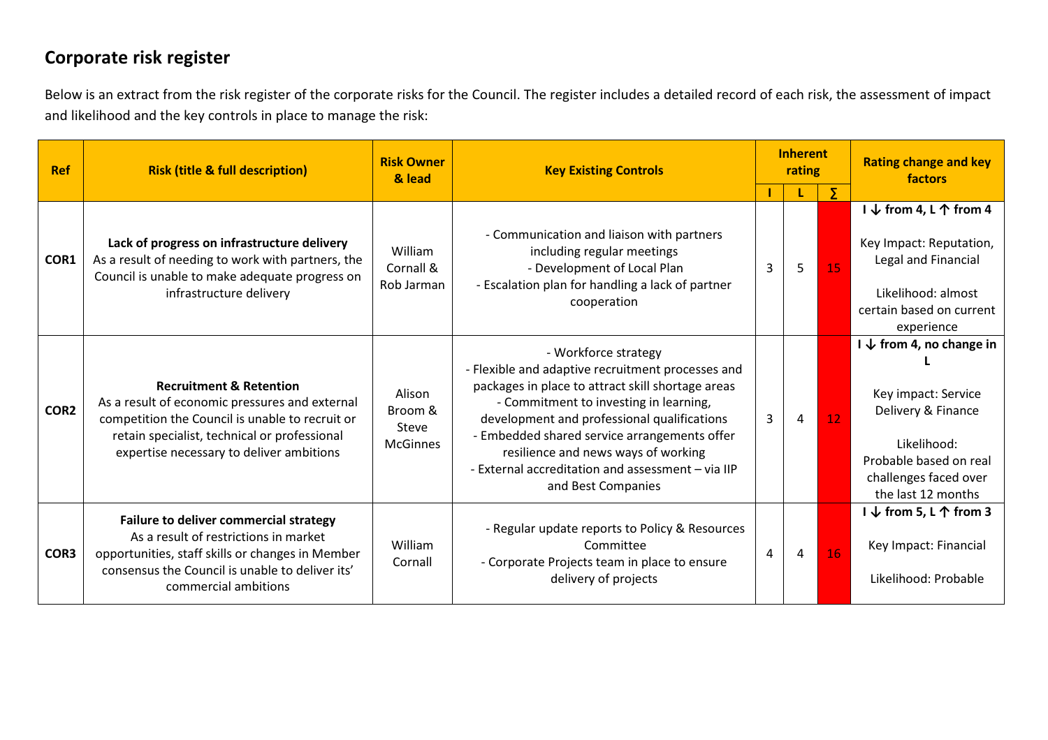## Corporate risk register

Below is an extract from the risk register of the corporate risks for the Council. The register includes a detailed record of each risk, the assessment of impact and likelihood and the key controls in place to manage the risk:

| Ref | Risk (title & full description) | Risk Owner & lead | Key Existing Controls | Inherent rating | | | Rating change and key factors |
|---|---|---|---|---|---|---|---|
| | | | | I | L | ∑ | |
| **COR1** | **Lack of progress on infrastructure delivery** As a result of needing to work with partners, the Council is unable to make adequate progress on infrastructure delivery | William Cornall & Rob Jarman | - Communication and liaison with partners including regular meetings<br>- Development of Local Plan<br>- Escalation plan for handling a lack of partner cooperation | 3 | 5 | 15 | **I ↓ from 4, L ↑ from 4**<br><br>Key Impact: Reputation, Legal and Financial<br><br>Likelihood: almost certain based on current experience |
| **COR2** | **Recruitment & Retention** As a result of economic pressures and external competition the Council is unable to recruit or retain specialist, technical or professional expertise necessary to deliver ambitions | Alison Broom & Steve McGinnes | - Workforce strategy<br>- Flexible and adaptive recruitment processes and packages in place to attract skill shortage areas<br>- Commitment to investing in learning, development and professional qualifications<br>- Embedded shared service arrangements offer resilience and news ways of working<br>- External accreditation and assessment – via IIP and Best Companies | 3 | 4 | 12 | **I ↓ from 4, no change in L**<br><br>Key impact: Service Delivery & Finance<br><br>Likelihood: Probable based on real challenges faced over the last 12 months |
| **COR3** | **Failure to deliver commercial strategy** As a result of restrictions in market opportunities, staff skills or changes in Member consensus the Council is unable to deliver its' commercial ambitions | William Cornall | - Regular update reports to Policy & Resources Committee<br>- Corporate Projects team in place to ensure delivery of projects | 4 | 4 | 16 | **I ↓ from 5, L ↑ from 3**<br><br>Key Impact: Financial<br><br>Likelihood: Probable |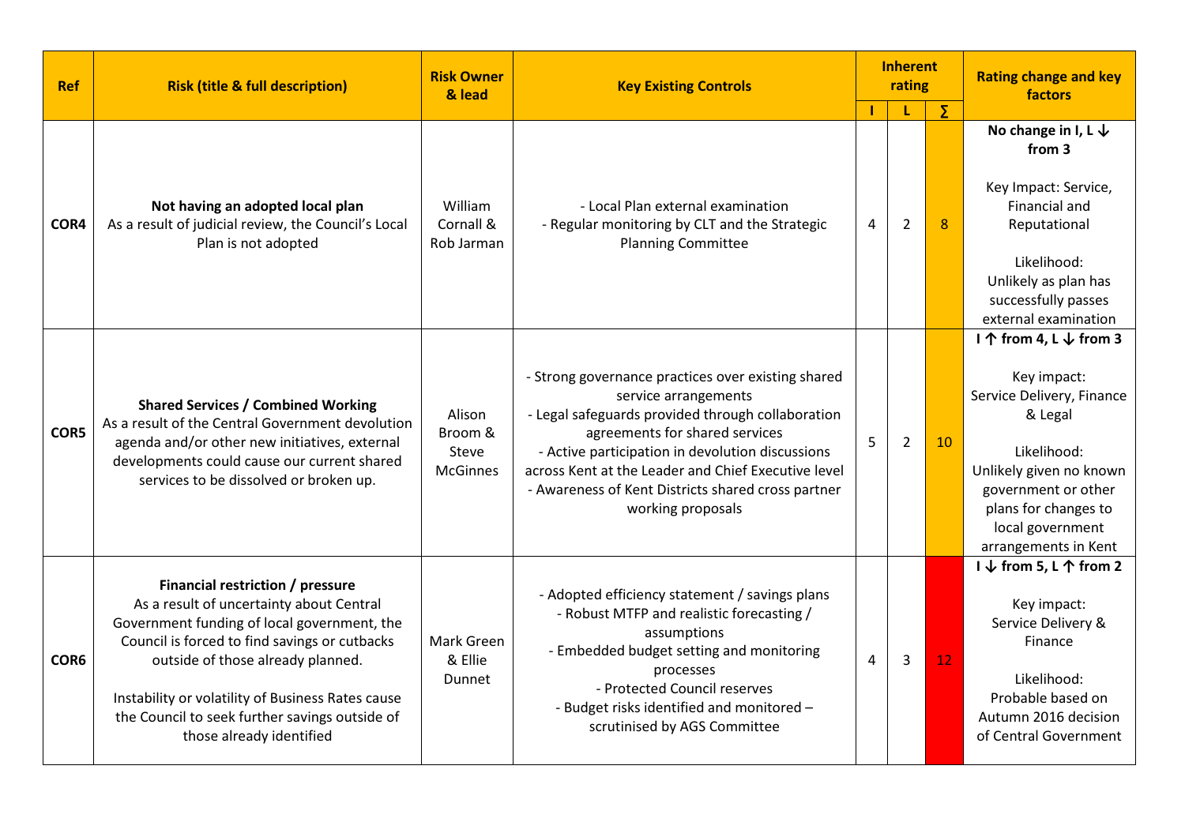| Ref | Risk (title & full description) | Risk Owner & lead | Key Existing Controls | Inherent rating | | | Rating change and key factors |
|---|---|---|---|---|---|---|---|
| | | | | I | L | ∑ | |
| COR4 | **Not having an adopted local plan**<br>As a result of judicial review, the Council's Local Plan is not adopted | William Cornall & Rob Jarman | - Local Plan external examination<br>- Regular monitoring by CLT and the Strategic Planning Committee | 4 | 2 | 8 | **No change in I, L ↓ from 3**<br><br>Key Impact: Service, Financial and Reputational<br><br>Likelihood: Unlikely as plan has successfully passes external examination |
| COR5 | **Shared Services / Combined Working**<br>As a result of the Central Government devolution agenda and/or other new initiatives, external developments could cause our current shared services to be dissolved or broken up. | Alison Broom & Steve McGinnes | - Strong governance practices over existing shared service arrangements<br>- Legal safeguards provided through collaboration agreements for shared services<br>- Active participation in devolution discussions across Kent at the Leader and Chief Executive level<br>- Awareness of Kent Districts shared cross partner working proposals | 5 | 2 | 10 | **I ↑ from 4, L ↓ from 3**<br><br>Key impact: Service Delivery, Finance & Legal<br><br>Likelihood: Unlikely given no known government or other plans for changes to local government arrangements in Kent |
| COR6 | **Financial restriction / pressure**<br>As a result of uncertainty about Central Government funding of local government, the Council is forced to find savings or cutbacks outside of those already planned.<br><br>Instability or volatility of Business Rates cause the Council to seek further savings outside of those already identified | Mark Green & Ellie Dunnet | - Adopted efficiency statement / savings plans<br>- Robust MTFP and realistic forecasting / assumptions<br>- Embedded budget setting and monitoring processes<br>- Protected Council reserves<br>- Budget risks identified and monitored – scrutinised by AGS Committee | 4 | 3 | 12 | **I ↓ from 5, L ↑ from 2**<br><br>Key impact: Service Delivery & Finance<br><br>Likelihood: Probable based on Autumn 2016 decision of Central Government |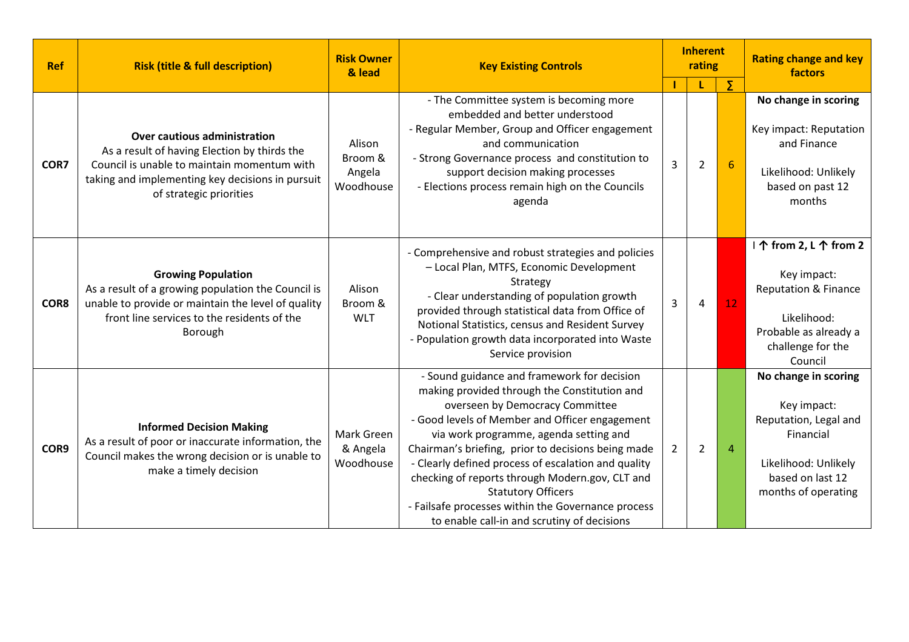| Ref | Risk (title & full description) | Risk Owner & lead | Key Existing Controls | Inherent rating | | | Rating change and key factors |
|---|---|---|---|---|---|---|---|
| | | | | I | L | ∑ | |
| COR7 | **Over cautious administration**<br>As a result of having Election by thirds the Council is unable to maintain momentum with taking and implementing key decisions in pursuit of strategic priorities | Alison Broom & Angela Woodhouse | - The Committee system is becoming more embedded and better understood<br>- Regular Member, Group and Officer engagement and communication<br>- Strong Governance process and constitution to support decision making processes<br>- Elections process remain high on the Councils agenda | 3 | 2 | 6 | **No change in scoring**<br><br>Key impact: Reputation and Finance<br><br>Likelihood: Unlikely based on past 12 months |
| COR8 | **Growing Population**<br>As a result of a growing population the Council is unable to provide or maintain the level of quality front line services to the residents of the Borough | Alison Broom & WLT | - Comprehensive and robust strategies and policies – Local Plan, MTFS, Economic Development Strategy<br>- Clear understanding of population growth provided through statistical data from Office of Notional Statistics, census and Resident Survey<br>- Population growth data incorporated into Waste Service provision | 3 | 4 | 12 | **I ↑ from 2, L ↑ from 2**<br><br>Key impact: Reputation & Finance<br><br>Likelihood: Probable as already a challenge for the Council |
| COR9 | **Informed Decision Making**<br>As a result of poor or inaccurate information, the Council makes the wrong decision or is unable to make a timely decision | Mark Green & Angela Woodhouse | - Sound guidance and framework for decision making provided through the Constitution and overseen by Democracy Committee<br>- Good levels of Member and Officer engagement via work programme, agenda setting and Chairman's briefing, prior to decisions being made<br>- Clearly defined process of escalation and quality checking of reports through Modern.gov, CLT and Statutory Officers<br>- Failsafe processes within the Governance process to enable call-in and scrutiny of decisions | 2 | 2 | 4 | **No change in scoring**<br><br>Key impact: Reputation, Legal and Financial<br><br>Likelihood: Unlikely based on last 12 months of operating |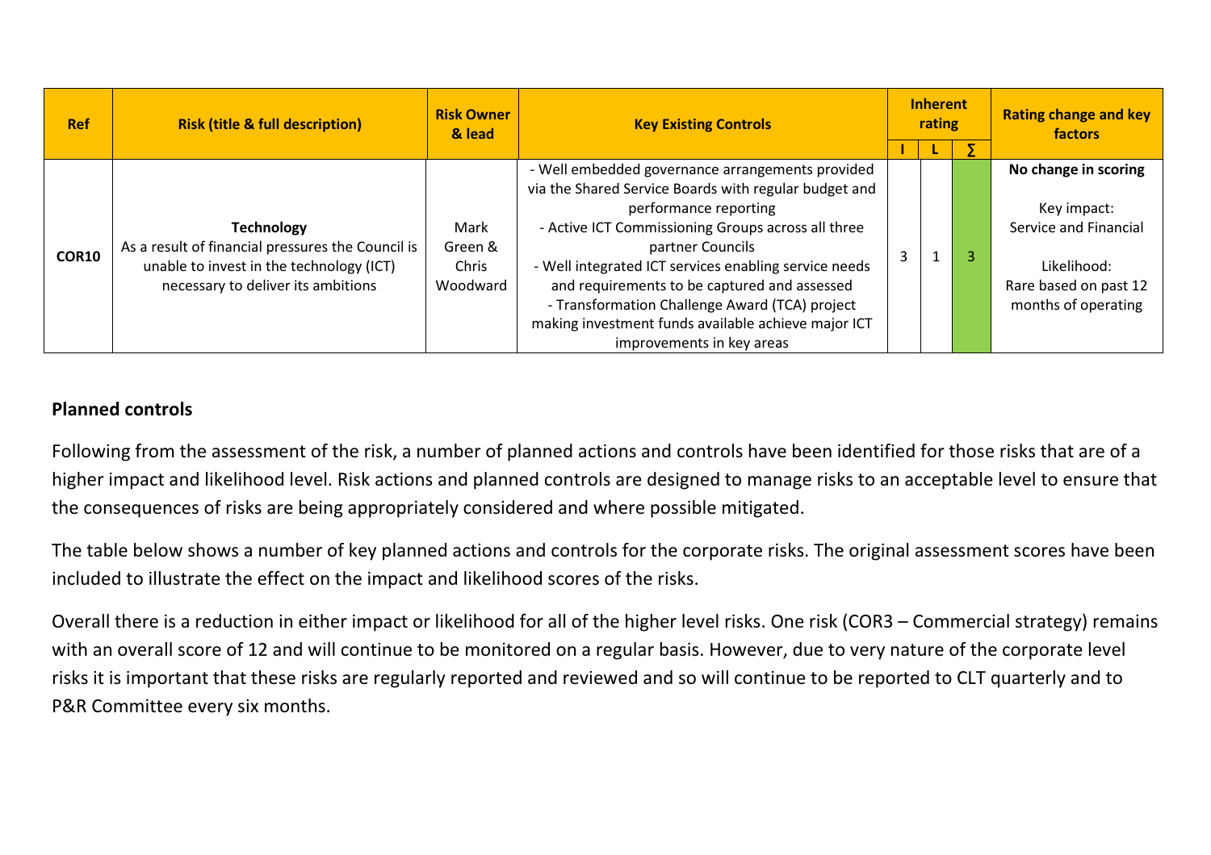| Ref | Risk (title & full description) | Risk Owner & lead | Key Existing Controls | Inherent rating | | | Rating change and key factors |
|---|---|---|---|---|---|---|---|
| | | | | I | L | ∑ | |
| COR10 | **Technology**<br>As a result of financial pressures the Council is unable to invest in the technology (ICT) necessary to deliver its ambitions | Mark Green & Chris Woodward | - Well embedded governance arrangements provided via the Shared Service Boards with regular budget and performance reporting<br>- Active ICT Commissioning Groups across all three partner Councils<br>- Well integrated ICT services enabling service needs and requirements to be captured and assessed<br>- Transformation Challenge Award (TCA) project making investment funds available achieve major ICT improvements in key areas | 3 | 1 | 3 | **No change in scoring**<br><br>Key impact:<br>Service and Financial<br><br>Likelihood:<br>Rare based on past 12 months of operating |

## Planned controls

Following from the assessment of the risk, a number of planned actions and controls have been identified for those risks that are of a higher impact and likelihood level. Risk actions and planned controls are designed to manage risks to an acceptable level to ensure that the consequences of risks are being appropriately considered and where possible mitigated.

The table below shows a number of key planned actions and controls for the corporate risks. The original assessment scores have been included to illustrate the effect on the impact and likelihood scores of the risks.

Overall there is a reduction in either impact or likelihood for all of the higher level risks. One risk (COR3 – Commercial strategy) remains with an overall score of 12 and will continue to be monitored on a regular basis. However, due to very nature of the corporate level risks it is important that these risks are regularly reported and reviewed and so will continue to be reported to CLT quarterly and to P&R Committee every six months.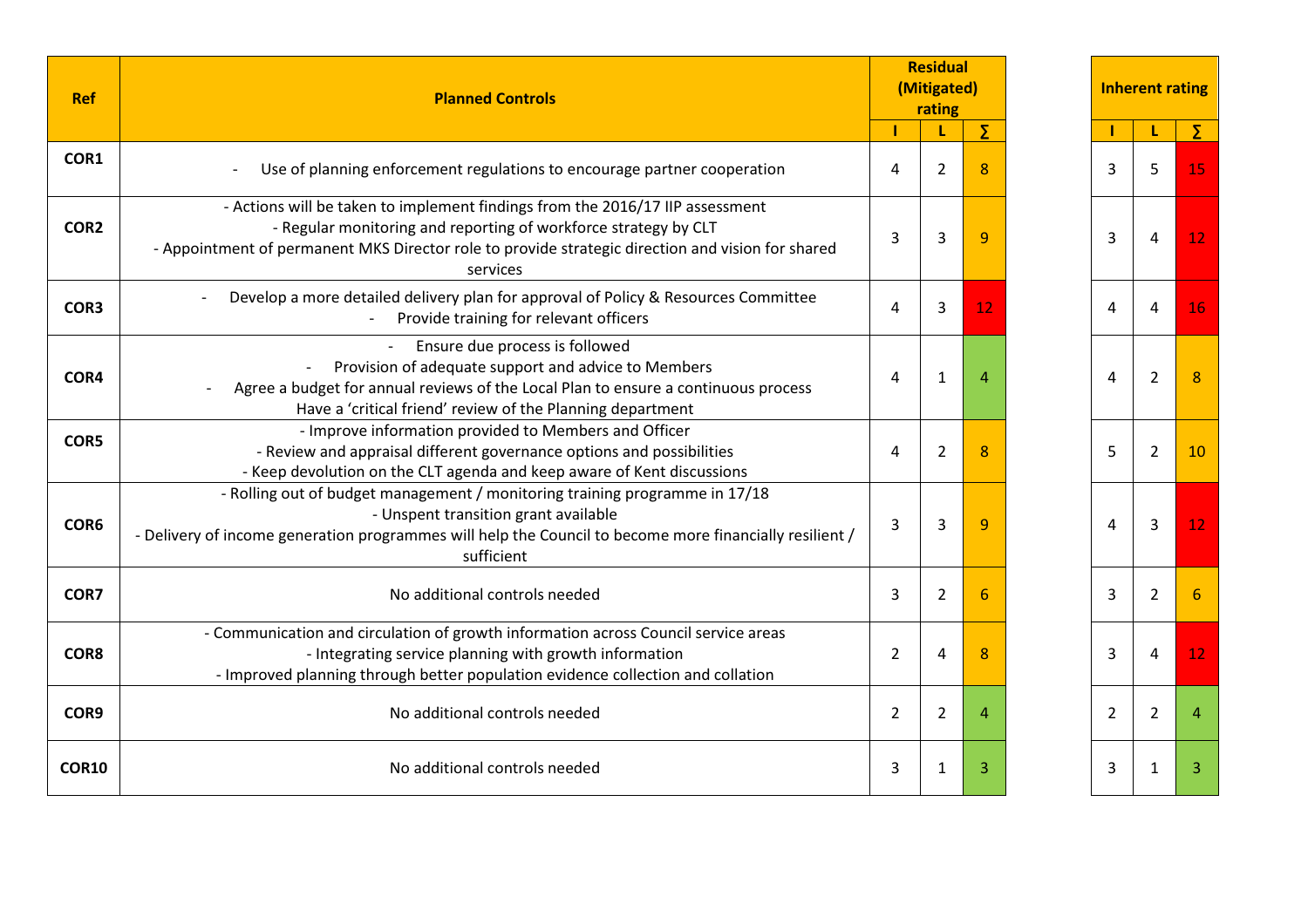| Ref | Planned Controls | Residual (Mitigated) rating | | | Inherent rating | | |
|---|---|---|---|---|---|---|---|
| | | I | L | ∑ | I | L | ∑ |
| COR1 | - Use of planning enforcement regulations to encourage partner cooperation | 4 | 2 | 8 | 3 | 5 | 15 |
| COR2 | - Actions will be taken to implement findings from the 2016/17 IIP assessment<br>- Regular monitoring and reporting of workforce strategy by CLT<br>- Appointment of permanent MKS Director role to provide strategic direction and vision for shared services | 3 | 3 | 9 | 3 | 4 | 12 |
| COR3 | - Develop a more detailed delivery plan for approval of Policy & Resources Committee<br>- Provide training for relevant officers | 4 | 3 | 12 | 4 | 4 | 16 |
| COR4 | - Ensure due process is followed<br>- Provision of adequate support and advice to Members<br>- Agree a budget for annual reviews of the Local Plan to ensure a continuous process<br>Have a 'critical friend' review of the Planning department | 4 | 1 | 4 | 4 | 2 | 8 |
| COR5 | - Improve information provided to Members and Officer<br>- Review and appraisal different governance options and possibilities<br>- Keep devolution on the CLT agenda and keep aware of Kent discussions | 4 | 2 | 8 | 5 | 2 | 10 |
| COR6 | - Rolling out of budget management / monitoring training programme in 17/18<br>- Unspent transition grant available<br>- Delivery of income generation programmes will help the Council to become more financially resilient / sufficient | 3 | 3 | 9 | 4 | 3 | 12 |
| COR7 | No additional controls needed | 3 | 2 | 6 | 3 | 2 | 6 |
| COR8 | - Communication and circulation of growth information across Council service areas<br>- Integrating service planning with growth information<br>- Improved planning through better population evidence collection and collation | 2 | 4 | 8 | 3 | 4 | 12 |
| COR9 | No additional controls needed | 2 | 2 | 4 | 2 | 2 | 4 |
| COR10 | No additional controls needed | 3 | 1 | 3 | 3 | 1 | 3 |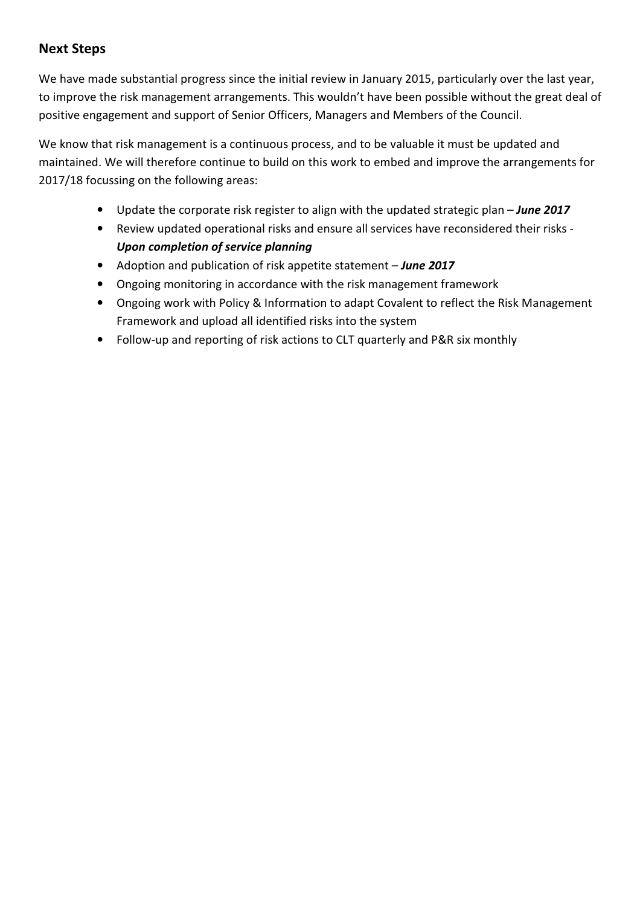## Next Steps

We have made substantial progress since the initial review in January 2015, particularly over the last year, to improve the risk management arrangements. This wouldn't have been possible without the great deal of positive engagement and support of Senior Officers, Managers and Members of the Council.

We know that risk management is a continuous process, and to be valuable it must be updated and maintained. We will therefore continue to build on this work to embed and improve the arrangements for 2017/18 focussing on the following areas:

- Update the corporate risk register to align with the updated strategic plan – ***June 2017***
- Review updated operational risks and ensure all services have reconsidered their risks - ***Upon completion of service planning***
- Adoption and publication of risk appetite statement – ***June 2017***
- Ongoing monitoring in accordance with the risk management framework
- Ongoing work with Policy & Information to adapt Covalent to reflect the Risk Management Framework and upload all identified risks into the system
- Follow-up and reporting of risk actions to CLT quarterly and P&R six monthly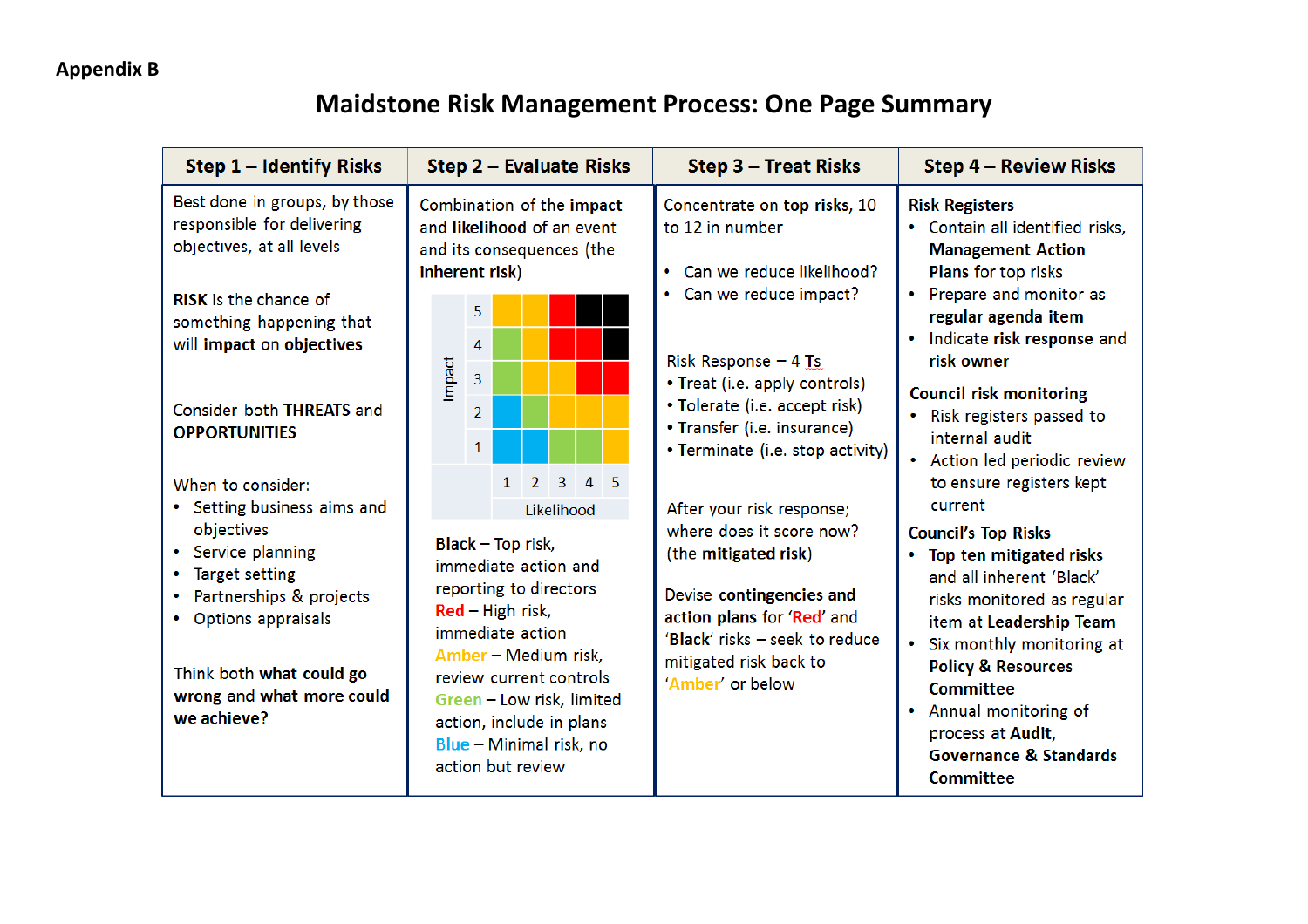**Appendix B**

# Maidstone Risk Management Process: One Page Summary

## Step 1 – Identify Risks

Best done in groups, by those responsible for delivering objectives, at all levels

**RISK** is the chance of something happening that will **impact** on **objectives**

Consider both **THREATS** and **OPPORTUNITIES**

When to consider:

- Setting business aims and objectives
- Service planning
- Target setting
- Partnerships & projects
- Options appraisals

Think both **what could go wrong** and **what more could we achieve?**

## Step 2 – Evaluate Risks

Combination of the **impact** and **likelihood** of an event and its consequences (the **inherent risk**)

| Impact | 1 | 2 | 3 | 4 | 5 |
|---|---|---|---|---|---|
| 5 | Amber | Amber | Red | Black | Black |
| 4 | Green | Amber | Red | Red | Black |
| 3 | Green | Amber | Amber | Red | Red |
| 2 | Blue | Green | Amber | Amber | Amber |
| 1 | Blue | Blue | Green | Green | Amber |
| | **Likelihood** | | | | |

**Black** – Top risk, immediate action and reporting to directors

**Red** – High risk, immediate action

**Amber** – Medium risk, review current controls

**Green** – Low risk, limited action, include in plans

**Blue** – Minimal risk, no action but review

## Step 3 – Treat Risks

Concentrate on **top risks**, 10 to 12 in number

- Can we reduce likelihood?
- Can we reduce impact?

Risk Response – 4 **Ts**

- **Treat** (i.e. apply controls)
- **Tolerate** (i.e. accept risk)
- **Transfer** (i.e. insurance)
- **Terminate** (i.e. stop activity)

After your risk response; where does it score now? (the **mitigated risk**)

Devise **contingencies and action plans** for '**Red**' and '**Black**' risks – seek to reduce mitigated risk back to '**Amber**' or below

## Step 4 – Review Risks

**Risk Registers**

- Contain all identified risks, **Management Action Plans** for top risks
- Prepare and monitor as **regular agenda item**
- Indicate **risk response** and **risk owner**

**Council risk monitoring**

- Risk registers passed to internal audit
- Action led periodic review to ensure registers kept current

**Council's Top Risks**

- **Top ten mitigated risks** and all inherent 'Black' risks monitored as regular item at **Leadership Team**
- Six monthly monitoring at **Policy & Resources Committee**
- Annual monitoring of process at **Audit, Governance & Standards Committee**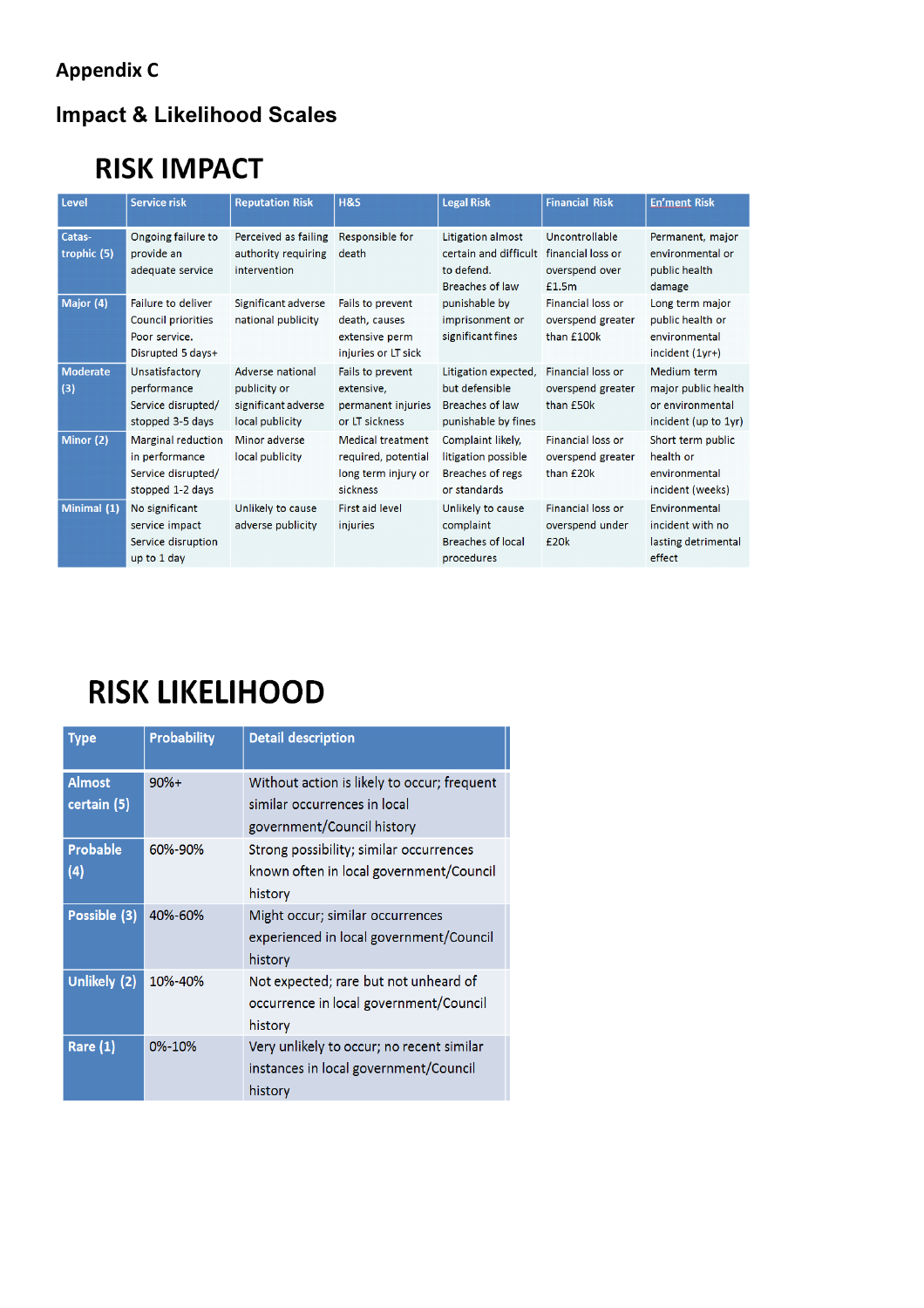# Appendix C

## Impact & Likelihood Scales

## RISK IMPACT

| Level | Service risk | Reputation Risk | H&S | Legal Risk | Financial Risk | En'ment Risk |
|---|---|---|---|---|---|---|
| Catas-trophic (5) | Ongoing failure to provide an adequate service | Perceived as failing authority requiring intervention | Responsible for death | Litigation almost certain and difficult to defend. Breaches of law punishable by imprisonment or significant fines | Uncontrollable financial loss or overspend over £1.5m | Permanent, major environmental or public health damage |
| Major (4) | Failure to deliver Council priorities Poor service. Disrupted 5 days+ | Significant adverse national publicity | Fails to prevent death, causes extensive perm injuries or LT sick | | Financial loss or overspend greater than £100k | Long term major public health or environmental incident (1yr+) |
| Moderate (3) | Unsatisfactory performance Service disrupted/ stopped 3-5 days | Adverse national publicity or significant adverse local publicity | Fails to prevent extensive, permanent injuries or LT sickness | Litigation expected, but defensible Breaches of law punishable by fines | Financial loss or overspend greater than £50k | Medium term major public health or environmental incident (up to 1yr) |
| Minor (2) | Marginal reduction in performance Service disrupted/ stopped 1-2 days | Minor adverse local publicity | Medical treatment required, potential long term injury or sickness | Complaint likely, litigation possible Breaches of regs or standards | Financial loss or overspend greater than £20k | Short term public health or environmental incident (weeks) |
| Minimal (1) | No significant service impact Service disruption up to 1 day | Unlikely to cause adverse publicity | First aid level injuries | Unlikely to cause complaint Breaches of local procedures | Financial loss or overspend under £20k | Environmental incident with no lasting detrimental effect |

## RISK LIKELIHOOD

| Type | Probability | Detail description |
|---|---|---|
| Almost certain (5) | 90%+ | Without action is likely to occur; frequent similar occurrences in local government/Council history |
| Probable (4) | 60%-90% | Strong possibility; similar occurrences known often in local government/Council history |
| Possible (3) | 40%-60% | Might occur; similar occurrences experienced in local government/Council history |
| Unlikely (2) | 10%-40% | Not expected; rare but not unheard of occurrence in local government/Council history |
| Rare (1) | 0%-10% | Very unlikely to occur; no recent similar instances in local government/Council history |